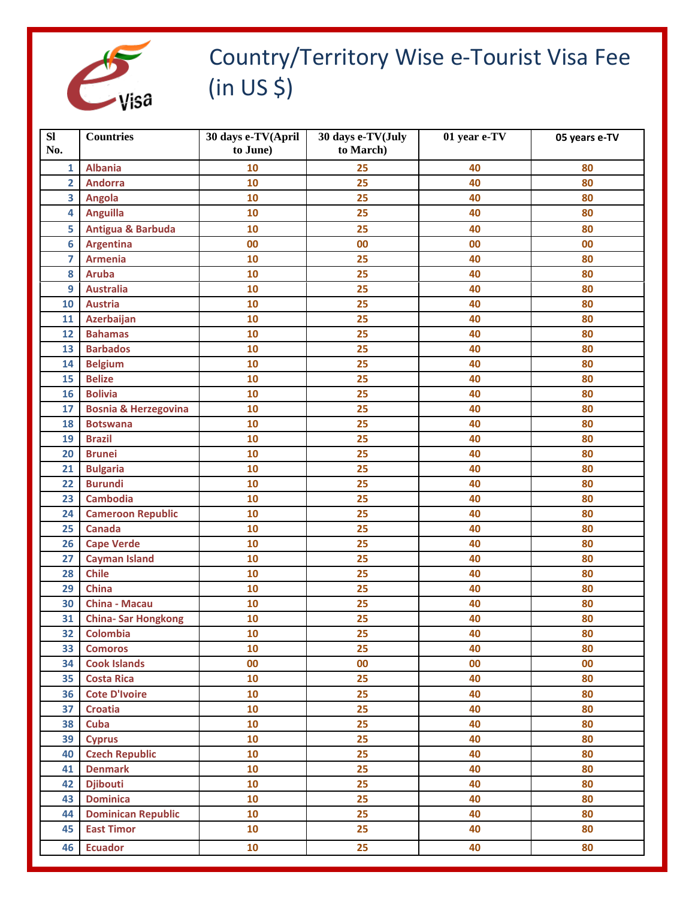# Country/Territory Wise e-Tourist Visa Fee (in US $)

| Sl No. | Countries | 30 days e-TV(April to June) | 30 days e-TV(July to March) | 01 year e-TV | 05 years e-TV |
|---|---|---|---|---|---|
| 1 | Albania | 10 | 25 | 40 | 80 |
| 2 | Andorra | 10 | 25 | 40 | 80 |
| 3 | Angola | 10 | 25 | 40 | 80 |
| 4 | Anguilla | 10 | 25 | 40 | 80 |
| 5 | Antigua & Barbuda | 10 | 25 | 40 | 80 |
| 6 | Argentina | 00 | 00 | 00 | 00 |
| 7 | Armenia | 10 | 25 | 40 | 80 |
| 8 | Aruba | 10 | 25 | 40 | 80 |
| 9 | Australia | 10 | 25 | 40 | 80 |
| 10 | Austria | 10 | 25 | 40 | 80 |
| 11 | Azerbaijan | 10 | 25 | 40 | 80 |
| 12 | Bahamas | 10 | 25 | 40 | 80 |
| 13 | Barbados | 10 | 25 | 40 | 80 |
| 14 | Belgium | 10 | 25 | 40 | 80 |
| 15 | Belize | 10 | 25 | 40 | 80 |
| 16 | Bolivia | 10 | 25 | 40 | 80 |
| 17 | Bosnia & Herzegovina | 10 | 25 | 40 | 80 |
| 18 | Botswana | 10 | 25 | 40 | 80 |
| 19 | Brazil | 10 | 25 | 40 | 80 |
| 20 | Brunei | 10 | 25 | 40 | 80 |
| 21 | Bulgaria | 10 | 25 | 40 | 80 |
| 22 | Burundi | 10 | 25 | 40 | 80 |
| 23 | Cambodia | 10 | 25 | 40 | 80 |
| 24 | Cameroon Republic | 10 | 25 | 40 | 80 |
| 25 | Canada | 10 | 25 | 40 | 80 |
| 26 | Cape Verde | 10 | 25 | 40 | 80 |
| 27 | Cayman Island | 10 | 25 | 40 | 80 |
| 28 | Chile | 10 | 25 | 40 | 80 |
| 29 | China | 10 | 25 | 40 | 80 |
| 30 | China - Macau | 10 | 25 | 40 | 80 |
| 31 | China- Sar Hongkong | 10 | 25 | 40 | 80 |
| 32 | Colombia | 10 | 25 | 40 | 80 |
| 33 | Comoros | 10 | 25 | 40 | 80 |
| 34 | Cook Islands | 00 | 00 | 00 | 00 |
| 35 | Costa Rica | 10 | 25 | 40 | 80 |
| 36 | Cote D'Ivoire | 10 | 25 | 40 | 80 |
| 37 | Croatia | 10 | 25 | 40 | 80 |
| 38 | Cuba | 10 | 25 | 40 | 80 |
| 39 | Cyprus | 10 | 25 | 40 | 80 |
| 40 | Czech Republic | 10 | 25 | 40 | 80 |
| 41 | Denmark | 10 | 25 | 40 | 80 |
| 42 | Djibouti | 10 | 25 | 40 | 80 |
| 43 | Dominica | 10 | 25 | 40 | 80 |
| 44 | Dominican Republic | 10 | 25 | 40 | 80 |
| 45 | East Timor | 10 | 25 | 40 | 80 |
| 46 | Ecuador | 10 | 25 | 40 | 80 |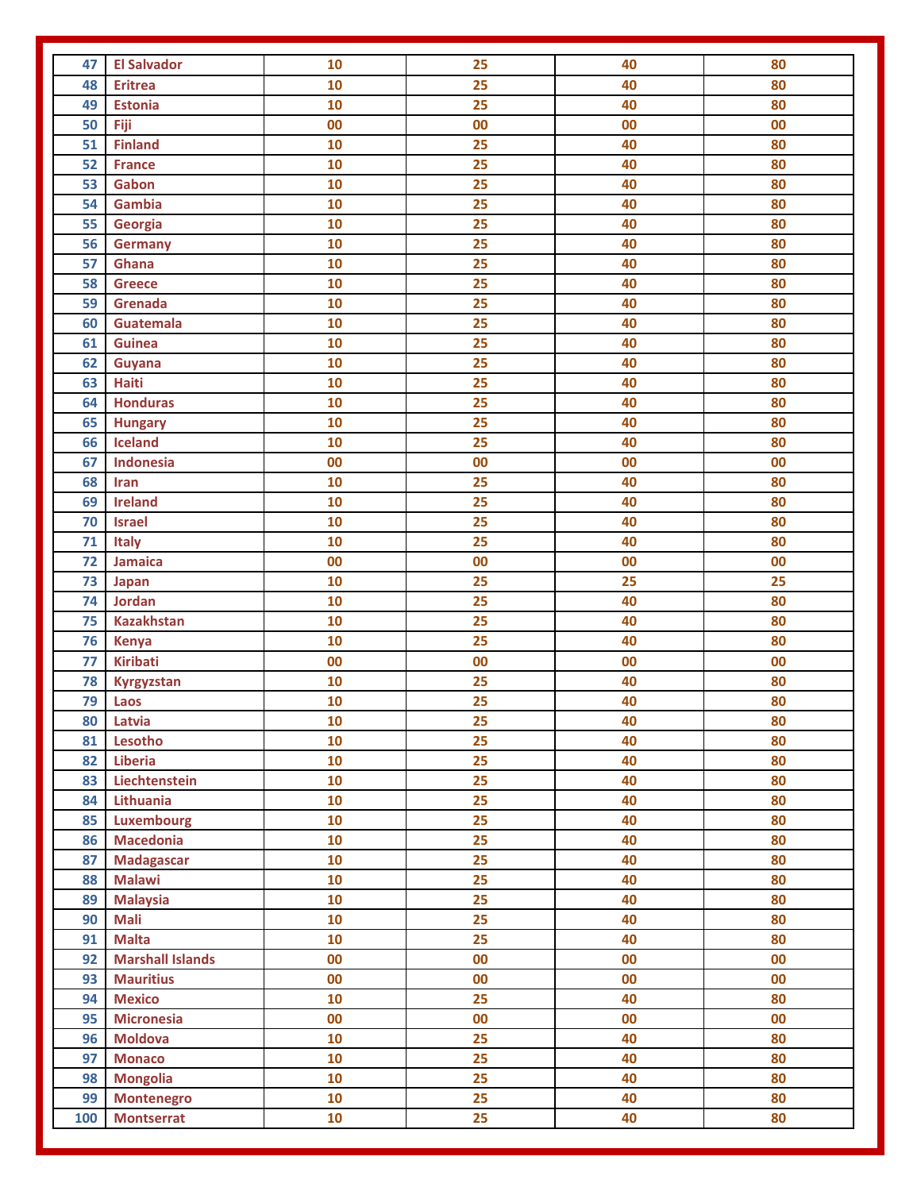| | | | | | |
|---|---|---|---|---|---|
| 47 | El Salvador | 10 | 25 | 40 | 80 |
| 48 | Eritrea | 10 | 25 | 40 | 80 |
| 49 | Estonia | 10 | 25 | 40 | 80 |
| 50 | Fiji | 00 | 00 | 00 | 00 |
| 51 | Finland | 10 | 25 | 40 | 80 |
| 52 | France | 10 | 25 | 40 | 80 |
| 53 | Gabon | 10 | 25 | 40 | 80 |
| 54 | Gambia | 10 | 25 | 40 | 80 |
| 55 | Georgia | 10 | 25 | 40 | 80 |
| 56 | Germany | 10 | 25 | 40 | 80 |
| 57 | Ghana | 10 | 25 | 40 | 80 |
| 58 | Greece | 10 | 25 | 40 | 80 |
| 59 | Grenada | 10 | 25 | 40 | 80 |
| 60 | Guatemala | 10 | 25 | 40 | 80 |
| 61 | Guinea | 10 | 25 | 40 | 80 |
| 62 | Guyana | 10 | 25 | 40 | 80 |
| 63 | Haiti | 10 | 25 | 40 | 80 |
| 64 | Honduras | 10 | 25 | 40 | 80 |
| 65 | Hungary | 10 | 25 | 40 | 80 |
| 66 | Iceland | 10 | 25 | 40 | 80 |
| 67 | Indonesia | 00 | 00 | 00 | 00 |
| 68 | Iran | 10 | 25 | 40 | 80 |
| 69 | Ireland | 10 | 25 | 40 | 80 |
| 70 | Israel | 10 | 25 | 40 | 80 |
| 71 | Italy | 10 | 25 | 40 | 80 |
| 72 | Jamaica | 00 | 00 | 00 | 00 |
| 73 | Japan | 10 | 25 | 25 | 25 |
| 74 | Jordan | 10 | 25 | 40 | 80 |
| 75 | Kazakhstan | 10 | 25 | 40 | 80 |
| 76 | Kenya | 10 | 25 | 40 | 80 |
| 77 | Kiribati | 00 | 00 | 00 | 00 |
| 78 | Kyrgyzstan | 10 | 25 | 40 | 80 |
| 79 | Laos | 10 | 25 | 40 | 80 |
| 80 | Latvia | 10 | 25 | 40 | 80 |
| 81 | Lesotho | 10 | 25 | 40 | 80 |
| 82 | Liberia | 10 | 25 | 40 | 80 |
| 83 | Liechtenstein | 10 | 25 | 40 | 80 |
| 84 | Lithuania | 10 | 25 | 40 | 80 |
| 85 | Luxembourg | 10 | 25 | 40 | 80 |
| 86 | Macedonia | 10 | 25 | 40 | 80 |
| 87 | Madagascar | 10 | 25 | 40 | 80 |
| 88 | Malawi | 10 | 25 | 40 | 80 |
| 89 | Malaysia | 10 | 25 | 40 | 80 |
| 90 | Mali | 10 | 25 | 40 | 80 |
| 91 | Malta | 10 | 25 | 40 | 80 |
| 92 | Marshall Islands | 00 | 00 | 00 | 00 |
| 93 | Mauritius | 00 | 00 | 00 | 00 |
| 94 | Mexico | 10 | 25 | 40 | 80 |
| 95 | Micronesia | 00 | 00 | 00 | 00 |
| 96 | Moldova | 10 | 25 | 40 | 80 |
| 97 | Monaco | 10 | 25 | 40 | 80 |
| 98 | Mongolia | 10 | 25 | 40 | 80 |
| 99 | Montenegro | 10 | 25 | 40 | 80 |
| 100 | Montserrat | 10 | 25 | 40 | 80 |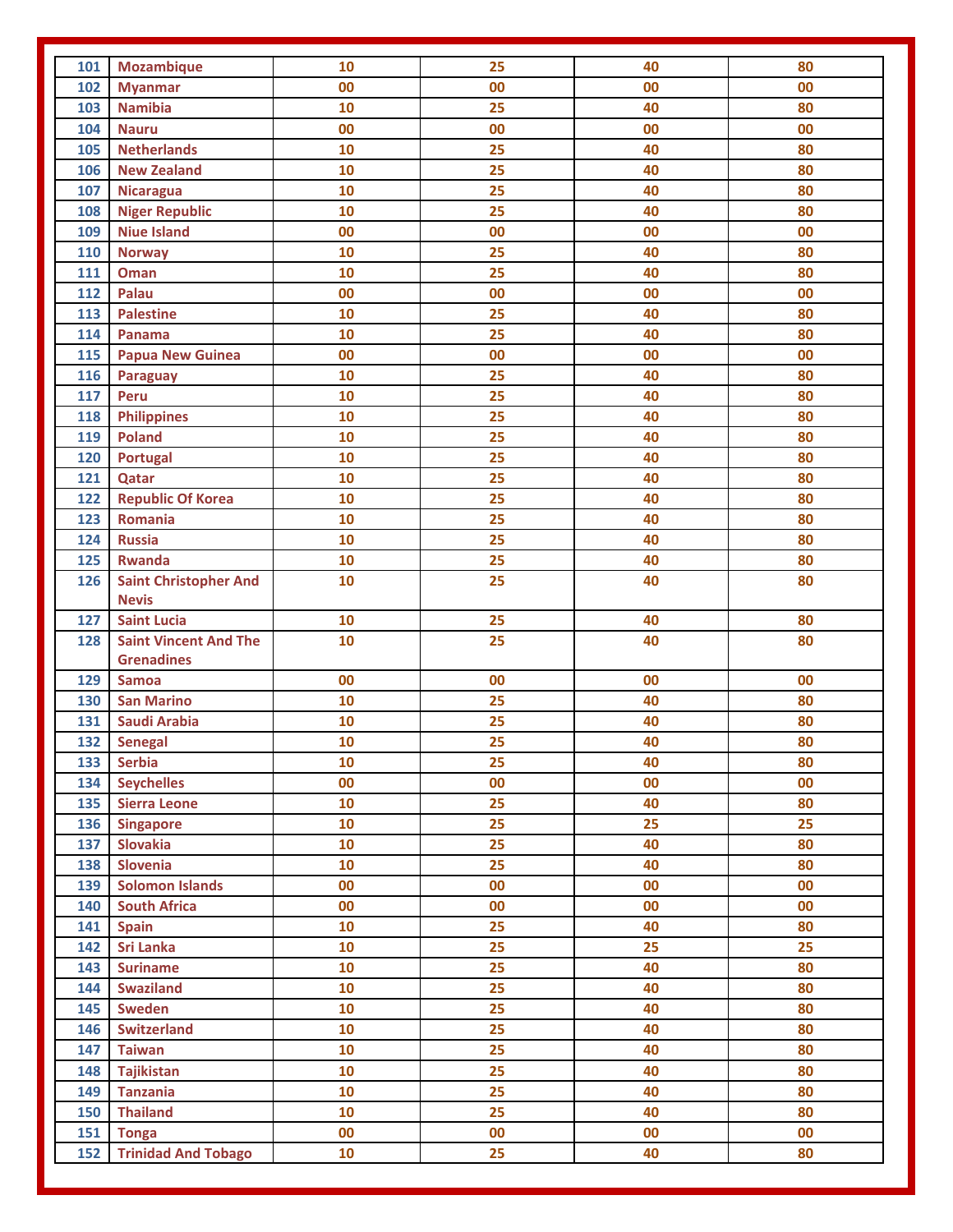| | | | | | |
|---|---|---|---|---|---|
| 101 | Mozambique | 10 | 25 | 40 | 80 |
| 102 | Myanmar | 00 | 00 | 00 | 00 |
| 103 | Namibia | 10 | 25 | 40 | 80 |
| 104 | Nauru | 00 | 00 | 00 | 00 |
| 105 | Netherlands | 10 | 25 | 40 | 80 |
| 106 | New Zealand | 10 | 25 | 40 | 80 |
| 107 | Nicaragua | 10 | 25 | 40 | 80 |
| 108 | Niger Republic | 10 | 25 | 40 | 80 |
| 109 | Niue Island | 00 | 00 | 00 | 00 |
| 110 | Norway | 10 | 25 | 40 | 80 |
| 111 | Oman | 10 | 25 | 40 | 80 |
| 112 | Palau | 00 | 00 | 00 | 00 |
| 113 | Palestine | 10 | 25 | 40 | 80 |
| 114 | Panama | 10 | 25 | 40 | 80 |
| 115 | Papua New Guinea | 00 | 00 | 00 | 00 |
| 116 | Paraguay | 10 | 25 | 40 | 80 |
| 117 | Peru | 10 | 25 | 40 | 80 |
| 118 | Philippines | 10 | 25 | 40 | 80 |
| 119 | Poland | 10 | 25 | 40 | 80 |
| 120 | Portugal | 10 | 25 | 40 | 80 |
| 121 | Qatar | 10 | 25 | 40 | 80 |
| 122 | Republic Of Korea | 10 | 25 | 40 | 80 |
| 123 | Romania | 10 | 25 | 40 | 80 |
| 124 | Russia | 10 | 25 | 40 | 80 |
| 125 | Rwanda | 10 | 25 | 40 | 80 |
| 126 | Saint Christopher And Nevis | 10 | 25 | 40 | 80 |
| 127 | Saint Lucia | 10 | 25 | 40 | 80 |
| 128 | Saint Vincent And The Grenadines | 10 | 25 | 40 | 80 |
| 129 | Samoa | 00 | 00 | 00 | 00 |
| 130 | San Marino | 10 | 25 | 40 | 80 |
| 131 | Saudi Arabia | 10 | 25 | 40 | 80 |
| 132 | Senegal | 10 | 25 | 40 | 80 |
| 133 | Serbia | 10 | 25 | 40 | 80 |
| 134 | Seychelles | 00 | 00 | 00 | 00 |
| 135 | Sierra Leone | 10 | 25 | 40 | 80 |
| 136 | Singapore | 10 | 25 | 25 | 25 |
| 137 | Slovakia | 10 | 25 | 40 | 80 |
| 138 | Slovenia | 10 | 25 | 40 | 80 |
| 139 | Solomon Islands | 00 | 00 | 00 | 00 |
| 140 | South Africa | 00 | 00 | 00 | 00 |
| 141 | Spain | 10 | 25 | 40 | 80 |
| 142 | Sri Lanka | 10 | 25 | 25 | 25 |
| 143 | Suriname | 10 | 25 | 40 | 80 |
| 144 | Swaziland | 10 | 25 | 40 | 80 |
| 145 | Sweden | 10 | 25 | 40 | 80 |
| 146 | Switzerland | 10 | 25 | 40 | 80 |
| 147 | Taiwan | 10 | 25 | 40 | 80 |
| 148 | Tajikistan | 10 | 25 | 40 | 80 |
| 149 | Tanzania | 10 | 25 | 40 | 80 |
| 150 | Thailand | 10 | 25 | 40 | 80 |
| 151 | Tonga | 00 | 00 | 00 | 00 |
| 152 | Trinidad And Tobago | 10 | 25 | 40 | 80 |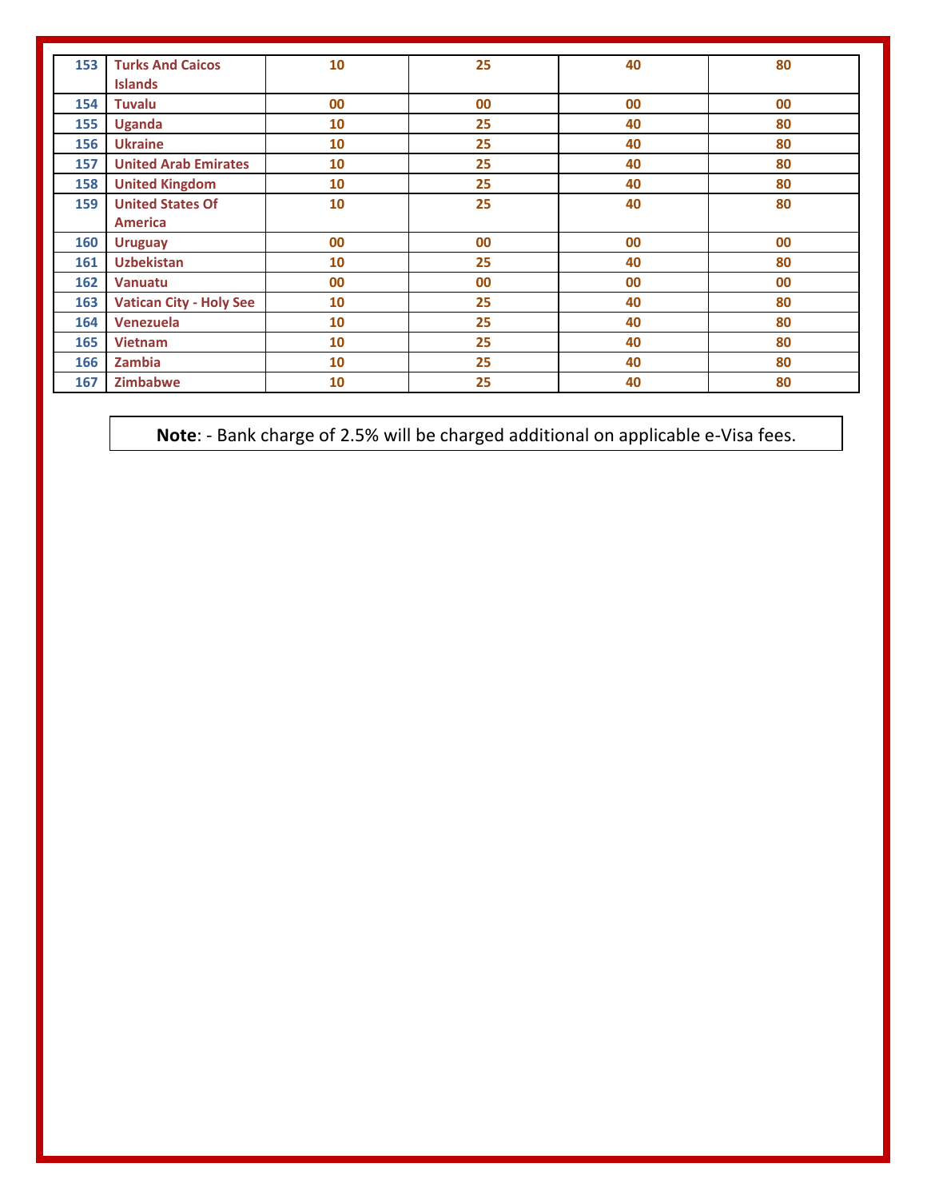| | | | | | |
|---|---|---|---|---|---|
| 153 | Turks And Caicos Islands | 10 | 25 | 40 | 80 |
| 154 | Tuvalu | 00 | 00 | 00 | 00 |
| 155 | Uganda | 10 | 25 | 40 | 80 |
| 156 | Ukraine | 10 | 25 | 40 | 80 |
| 157 | United Arab Emirates | 10 | 25 | 40 | 80 |
| 158 | United Kingdom | 10 | 25 | 40 | 80 |
| 159 | United States Of America | 10 | 25 | 40 | 80 |
| 160 | Uruguay | 00 | 00 | 00 | 00 |
| 161 | Uzbekistan | 10 | 25 | 40 | 80 |
| 162 | Vanuatu | 00 | 00 | 00 | 00 |
| 163 | Vatican City - Holy See | 10 | 25 | 40 | 80 |
| 164 | Venezuela | 10 | 25 | 40 | 80 |
| 165 | Vietnam | 10 | 25 | 40 | 80 |
| 166 | Zambia | 10 | 25 | 40 | 80 |
| 167 | Zimbabwe | 10 | 25 | 40 | 80 |

**Note**: - Bank charge of 2.5% will be charged additional on applicable e-Visa fees.